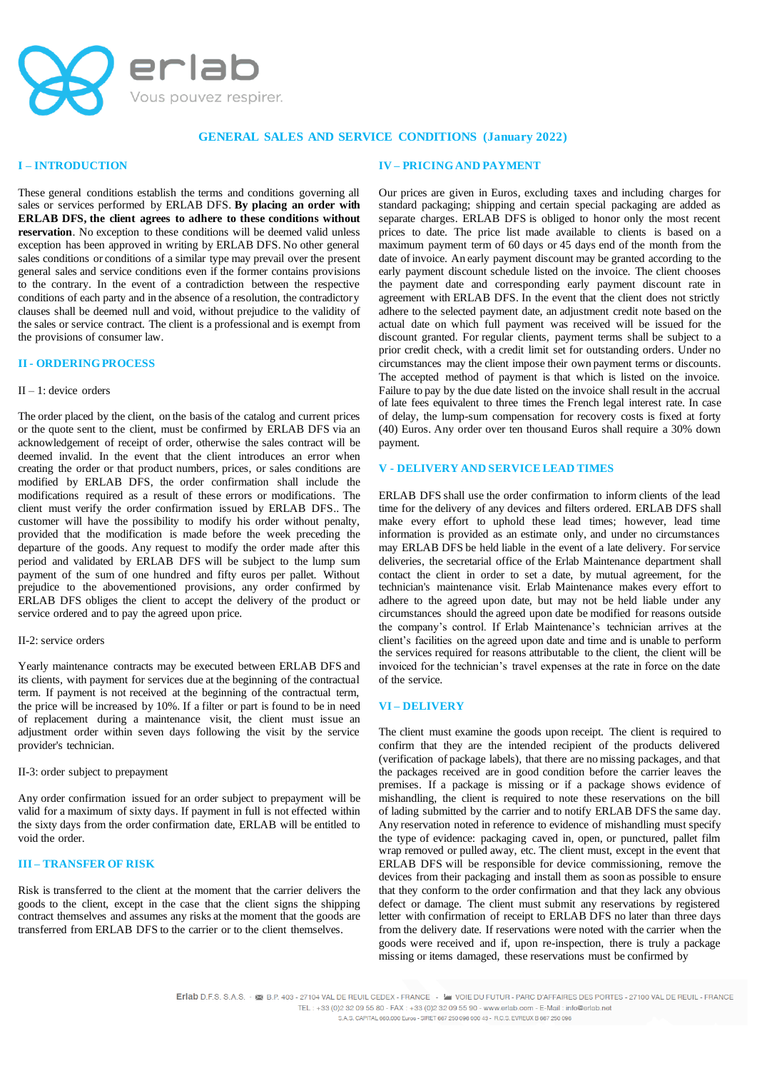# GENERAL SALES AND SERVICE CONDITIONS (January 2022)

## I – INTRODUCTION

These general conditions establish the terms and conditions governing all sales or services performed by ERLAB DFS. **By placing an order with ERLAB DFS, the client agrees to adhere to these conditions without reservation**. No exception to these conditions will be deemed valid unless exception has been approved in writing by ERLAB DFS. No other general sales conditions or conditions of a similar type may prevail over the present general sales and service conditions even if the former contains provisions to the contrary. In the event of a contradiction between the respective conditions of each party and in the absence of a resolution, the contradictory clauses shall be deemed null and void, without prejudice to the validity of the sales or service contract. The client is a professional and is exempt from the provisions of consumer law.

## II - ORDERING PROCESS

II – 1: device orders

The order placed by the client, on the basis of the catalog and current prices or the quote sent to the client, must be confirmed by ERLAB DFS via an acknowledgement of receipt of order, otherwise the sales contract will be deemed invalid. In the event that the client introduces an error when creating the order or that product numbers, prices, or sales conditions are modified by ERLAB DFS, the order confirmation shall include the modifications required as a result of these errors or modifications. The client must verify the order confirmation issued by ERLAB DFS.. The customer will have the possibility to modify his order without penalty, provided that the modification is made before the week preceding the departure of the goods. Any request to modify the order made after this period and validated by ERLAB DFS will be subject to the lump sum payment of the sum of one hundred and fifty euros per pallet. Without prejudice to the abovementioned provisions, any order confirmed by ERLAB DFS obliges the client to accept the delivery of the product or service ordered and to pay the agreed upon price.

II-2: service orders

Yearly maintenance contracts may be executed between ERLAB DFS and its clients, with payment for services due at the beginning of the contractual term. If payment is not received at the beginning of the contractual term, the price will be increased by 10%. If a filter or part is found to be in need of replacement during a maintenance visit, the client must issue an adjustment order within seven days following the visit by the service provider's technician.

II-3: order subject to prepayment

Any order confirmation issued for an order subject to prepayment will be valid for a maximum of sixty days. If payment in full is not effected within the sixty days from the order confirmation date, ERLAB will be entitled to void the order.

## III – TRANSFER OF RISK

Risk is transferred to the client at the moment that the carrier delivers the goods to the client, except in the case that the client signs the shipping contract themselves and assumes any risks at the moment that the goods are transferred from ERLAB DFS to the carrier or to the client themselves.

## IV – PRICING AND PAYMENT

Our prices are given in Euros, excluding taxes and including charges for standard packaging; shipping and certain special packaging are added as separate charges. ERLAB DFS is obliged to honor only the most recent prices to date. The price list made available to clients is based on a maximum payment term of 60 days or 45 days end of the month from the date of invoice. An early payment discount may be granted according to the early payment discount schedule listed on the invoice. The client chooses the payment date and corresponding early payment discount rate in agreement with ERLAB DFS. In the event that the client does not strictly adhere to the selected payment date, an adjustment credit note based on the actual date on which full payment was received will be issued for the discount granted. For regular clients, payment terms shall be subject to a prior credit check, with a credit limit set for outstanding orders. Under no circumstances may the client impose their own payment terms or discounts. The accepted method of payment is that which is listed on the invoice. Failure to pay by the due date listed on the invoice shall result in the accrual of late fees equivalent to three times the French legal interest rate. In case of delay, the lump-sum compensation for recovery costs is fixed at forty (40) Euros. Any order over ten thousand Euros shall require a 30% down payment.

## V - DELIVERY AND SERVICE LEAD TIMES

ERLAB DFS shall use the order confirmation to inform clients of the lead time for the delivery of any devices and filters ordered. ERLAB DFS shall make every effort to uphold these lead times; however, lead time information is provided as an estimate only, and under no circumstances may ERLAB DFS be held liable in the event of a late delivery. For service deliveries, the secretarial office of the Erlab Maintenance department shall contact the client in order to set a date, by mutual agreement, for the technician's maintenance visit. Erlab Maintenance makes every effort to adhere to the agreed upon date, but may not be held liable under any circumstances should the agreed upon date be modified for reasons outside the company's control. If Erlab Maintenance's technician arrives at the client's facilities on the agreed upon date and time and is unable to perform the services required for reasons attributable to the client, the client will be invoiced for the technician's travel expenses at the rate in force on the date of the service.

## VI – DELIVERY

The client must examine the goods upon receipt. The client is required to confirm that they are the intended recipient of the products delivered (verification of package labels), that there are no missing packages, and that the packages received are in good condition before the carrier leaves the premises. If a package is missing or if a package shows evidence of mishandling, the client is required to note these reservations on the bill of lading submitted by the carrier and to notify ERLAB DFS the same day. Any reservation noted in reference to evidence of mishandling must specify the type of evidence: packaging caved in, open, or punctured, pallet film wrap removed or pulled away, etc. The client must, except in the event that ERLAB DFS will be responsible for device commissioning, remove the devices from their packaging and install them as soon as possible to ensure that they conform to the order confirmation and that they lack any obvious defect or damage. The client must submit any reservations by registered letter with confirmation of receipt to ERLAB DFS no later than three days from the delivery date. If reservations were noted with the carrier when the goods were received and if, upon re-inspection, there is truly a package missing or items damaged, these reservations must be confirmed by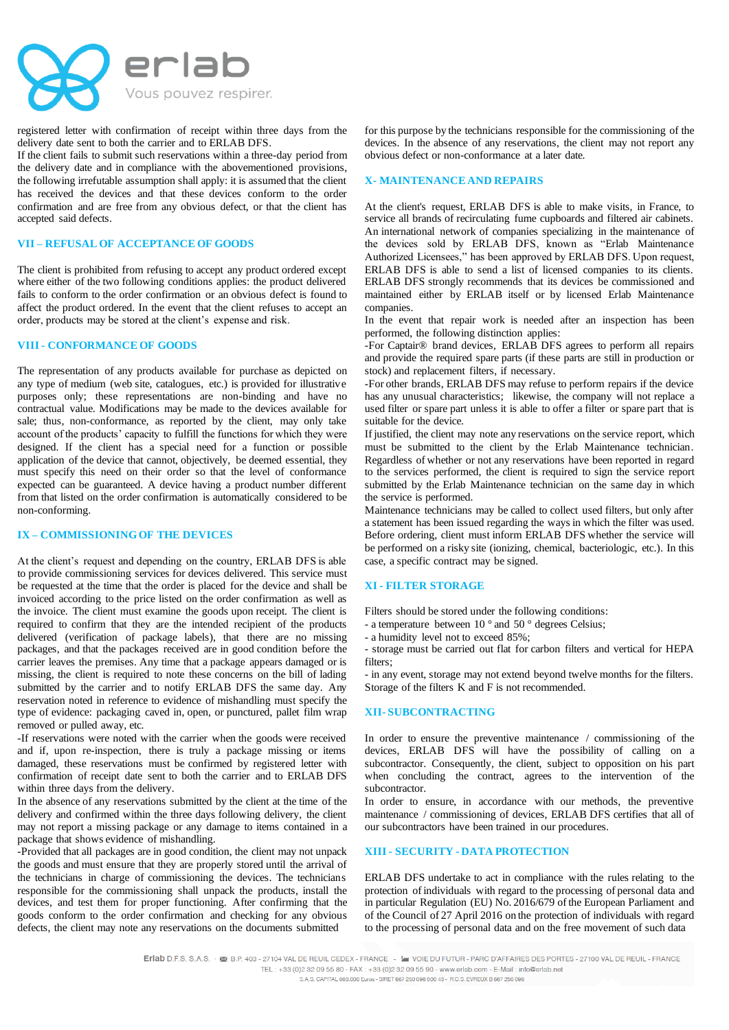registered letter with confirmation of receipt within three days from the delivery date sent to both the carrier and to ERLAB DFS.

If the client fails to submit such reservations within a three-day period from the delivery date and in compliance with the abovementioned provisions, the following irrefutable assumption shall apply: it is assumed that the client has received the devices and that these devices conform to the order confirmation and are free from any obvious defect, or that the client has accepted said defects.

## VII – REFUSAL OF ACCEPTANCE OF GOODS

The client is prohibited from refusing to accept any product ordered except where either of the two following conditions applies: the product delivered fails to conform to the order confirmation or an obvious defect is found to affect the product ordered. In the event that the client refuses to accept an order, products may be stored at the client's expense and risk.

## VIII - CONFORMANCE OF GOODS

The representation of any products available for purchase as depicted on any type of medium (web site, catalogues, etc.) is provided for illustrative purposes only; these representations are non-binding and have no contractual value. Modifications may be made to the devices available for sale; thus, non-conformance, as reported by the client, may only take account of the products' capacity to fulfill the functions for which they were designed. If the client has a special need for a function or possible application of the device that cannot, objectively, be deemed essential, they must specify this need on their order so that the level of conformance expected can be guaranteed. A device having a product number different from that listed on the order confirmation is automatically considered to be non-conforming.

## IX – COMMISSIONING OF THE DEVICES

At the client's request and depending on the country, ERLAB DFS is able to provide commissioning services for devices delivered. This service must be requested at the time that the order is placed for the device and shall be invoiced according to the price listed on the order confirmation as well as the invoice. The client must examine the goods upon receipt. The client is required to confirm that they are the intended recipient of the products delivered (verification of package labels), that there are no missing packages, and that the packages received are in good condition before the carrier leaves the premises. Any time that a package appears damaged or is missing, the client is required to note these concerns on the bill of lading submitted by the carrier and to notify ERLAB DFS the same day. Any reservation noted in reference to evidence of mishandling must specify the type of evidence: packaging caved in, open, or punctured, pallet film wrap removed or pulled away, etc.

-If reservations were noted with the carrier when the goods were received and if, upon re-inspection, there is truly a package missing or items damaged, these reservations must be confirmed by registered letter with confirmation of receipt date sent to both the carrier and to ERLAB DFS within three days from the delivery.

In the absence of any reservations submitted by the client at the time of the delivery and confirmed within the three days following delivery, the client may not report a missing package or any damage to items contained in a package that shows evidence of mishandling.

-Provided that all packages are in good condition, the client may not unpack the goods and must ensure that they are properly stored until the arrival of the technicians in charge of commissioning the devices. The technicians responsible for the commissioning shall unpack the products, install the devices, and test them for proper functioning. After confirming that the goods conform to the order confirmation and checking for any obvious defects, the client may note any reservations on the documents submitted for this purpose by the technicians responsible for the commissioning of the devices. In the absence of any reservations, the client may not report any obvious defect or non-conformance at a later date.

## X- MAINTENANCE AND REPAIRS

At the client's request, ERLAB DFS is able to make visits, in France, to service all brands of recirculating fume cupboards and filtered air cabinets. An international network of companies specializing in the maintenance of the devices sold by ERLAB DFS, known as "Erlab Maintenance Authorized Licensees," has been approved by ERLAB DFS. Upon request, ERLAB DFS is able to send a list of licensed companies to its clients. ERLAB DFS strongly recommends that its devices be commissioned and maintained either by ERLAB itself or by licensed Erlab Maintenance companies.

In the event that repair work is needed after an inspection has been performed, the following distinction applies:

-For Captair® brand devices, ERLAB DFS agrees to perform all repairs and provide the required spare parts (if these parts are still in production or stock) and replacement filters, if necessary.

-For other brands, ERLAB DFS may refuse to perform repairs if the device has any unusual characteristics; likewise, the company will not replace a used filter or spare part unless it is able to offer a filter or spare part that is suitable for the device.

If justified, the client may note any reservations on the service report, which must be submitted to the client by the Erlab Maintenance technician. Regardless of whether or not any reservations have been reported in regard to the services performed, the client is required to sign the service report submitted by the Erlab Maintenance technician on the same day in which the service is performed.

Maintenance technicians may be called to collect used filters, but only after a statement has been issued regarding the ways in which the filter was used. Before ordering, client must inform ERLAB DFS whether the service will be performed on a risky site (ionizing, chemical, bacteriologic, etc.). In this case, a specific contract may be signed.

## XI - FILTER STORAGE

Filters should be stored under the following conditions:

- a temperature between 10 ° and 50 ° degrees Celsius;
- a humidity level not to exceed 85%;
- storage must be carried out flat for carbon filters and vertical for HEPA filters;
- in any event, storage may not extend beyond twelve months for the filters.

Storage of the filters K and F is not recommended.

## XII- SUBCONTRACTING

In order to ensure the preventive maintenance / commissioning of the devices, ERLAB DFS will have the possibility of calling on a subcontractor. Consequently, the client, subject to opposition on his part when concluding the contract, agrees to the intervention of the subcontractor.

In order to ensure, in accordance with our methods, the preventive maintenance / commissioning of devices, ERLAB DFS certifies that all of our subcontractors have been trained in our procedures.

## XIII - SECURITY - DATA PROTECTION

ERLAB DFS undertake to act in compliance with the rules relating to the protection of individuals with regard to the processing of personal data and in particular Regulation (EU) No. 2016/679 of the European Parliament and of the Council of 27 April 2016 on the protection of individuals with regard to the processing of personal data and on the free movement of such data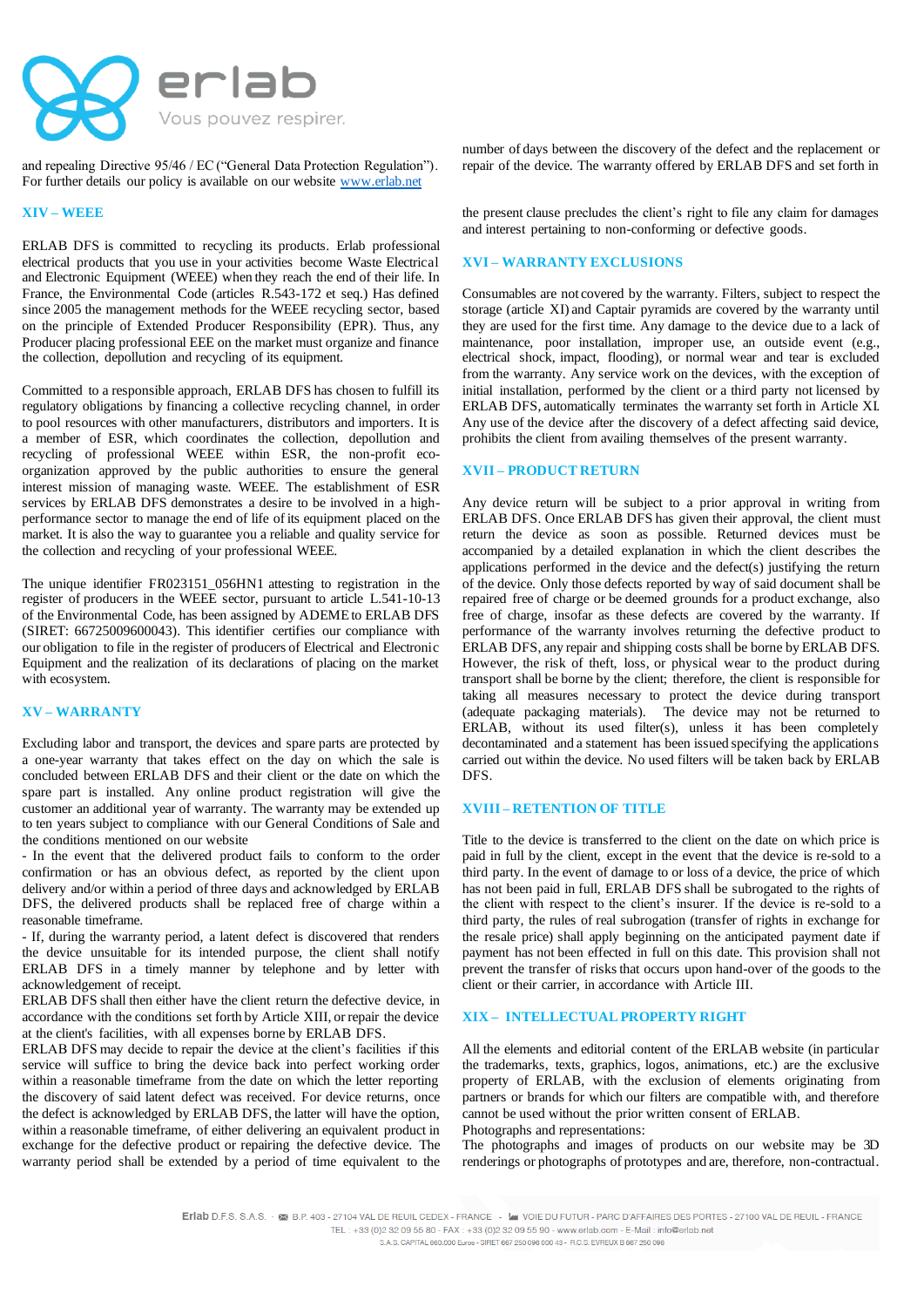and repealing Directive 95/46 / EC ("General Data Protection Regulation"). For further details our policy is available on our website www.erlab.net

## XIV – WEEE

ERLAB DFS is committed to recycling its products. Erlab professional electrical products that you use in your activities become Waste Electrical and Electronic Equipment (WEEE) when they reach the end of their life. In France, the Environmental Code (articles R.543-172 et seq.) Has defined since 2005 the management methods for the WEEE recycling sector, based on the principle of Extended Producer Responsibility (EPR). Thus, any Producer placing professional EEE on the market must organize and finance the collection, depollution and recycling of its equipment.

Committed to a responsible approach, ERLAB DFS has chosen to fulfill its regulatory obligations by financing a collective recycling channel, in order to pool resources with other manufacturers, distributors and importers. It is a member of ESR, which coordinates the collection, depollution and recycling of professional WEEE within ESR, the non-profit eco-organization approved by the public authorities to ensure the general interest mission of managing waste. WEEE. The establishment of ESR services by ERLAB DFS demonstrates a desire to be involved in a high-performance sector to manage the end of life of its equipment placed on the market. It is also the way to guarantee you a reliable and quality service for the collection and recycling of your professional WEEE.

The unique identifier FR023151_056HN1 attesting to registration in the register of producers in the WEEE sector, pursuant to article L.541-10-13 of the Environmental Code, has been assigned by ADEME to ERLAB DFS (SIRET: 66725009600043). This identifier certifies our compliance with our obligation to file in the register of producers of Electrical and Electronic Equipment and the realization of its declarations of placing on the market with ecosystem.

## XV – WARRANTY

Excluding labor and transport, the devices and spare parts are protected by a one-year warranty that takes effect on the day on which the sale is concluded between ERLAB DFS and their client or the date on which the spare part is installed. Any online product registration will give the customer an additional year of warranty. The warranty may be extended up to ten years subject to compliance with our General Conditions of Sale and the conditions mentioned on our website

- In the event that the delivered product fails to conform to the order confirmation or has an obvious defect, as reported by the client upon delivery and/or within a period of three days and acknowledged by ERLAB DFS, the delivered products shall be replaced free of charge within a reasonable timeframe.
- If, during the warranty period, a latent defect is discovered that renders the device unsuitable for its intended purpose, the client shall notify ERLAB DFS in a timely manner by telephone and by letter with acknowledgement of receipt.

ERLAB DFS shall then either have the client return the defective device, in accordance with the conditions set forth by Article XIII, or repair the device at the client's facilities, with all expenses borne by ERLAB DFS.

ERLAB DFS may decide to repair the device at the client's facilities if this service will suffice to bring the device back into perfect working order within a reasonable timeframe from the date on which the letter reporting the discovery of said latent defect was received. For device returns, once the defect is acknowledged by ERLAB DFS, the latter will have the option, within a reasonable timeframe, of either delivering an equivalent product in exchange for the defective product or repairing the defective device. The warranty period shall be extended by a period of time equivalent to the number of days between the discovery of the defect and the replacement or repair of the device. The warranty offered by ERLAB DFS and set forth in the present clause precludes the client's right to file any claim for damages and interest pertaining to non-conforming or defective goods.

## XVI – WARRANTY EXCLUSIONS

Consumables are not covered by the warranty. Filters, subject to respect the storage (article XI) and Captair pyramids are covered by the warranty until they are used for the first time. Any damage to the device due to a lack of maintenance, poor installation, improper use, an outside event (e.g., electrical shock, impact, flooding), or normal wear and tear is excluded from the warranty. Any service work on the devices, with the exception of initial installation, performed by the client or a third party not licensed by ERLAB DFS, automatically terminates the warranty set forth in Article XI. Any use of the device after the discovery of a defect affecting said device, prohibits the client from availing themselves of the present warranty.

## XVII – PRODUCT RETURN

Any device return will be subject to a prior approval in writing from ERLAB DFS. Once ERLAB DFS has given their approval, the client must return the device as soon as possible. Returned devices must be accompanied by a detailed explanation in which the client describes the applications performed in the device and the defect(s) justifying the return of the device. Only those defects reported by way of said document shall be repaired free of charge or be deemed grounds for a product exchange, also free of charge, insofar as these defects are covered by the warranty. If performance of the warranty involves returning the defective product to ERLAB DFS, any repair and shipping costs shall be borne by ERLAB DFS. However, the risk of theft, loss, or physical wear to the product during transport shall be borne by the client; therefore, the client is responsible for taking all measures necessary to protect the device during transport (adequate packaging materials). The device may not be returned to ERLAB, without its used filter(s), unless it has been completely decontaminated and a statement has been issued specifying the applications carried out within the device. No used filters will be taken back by ERLAB DFS.

## XVIII – RETENTION OF TITLE

Title to the device is transferred to the client on the date on which price is paid in full by the client, except in the event that the device is re-sold to a third party. In the event of damage to or loss of a device, the price of which has not been paid in full, ERLAB DFS shall be subrogated to the rights of the client with respect to the client's insurer. If the device is re-sold to a third party, the rules of real subrogation (transfer of rights in exchange for the resale price) shall apply beginning on the anticipated payment date if payment has not been effected in full on this date. This provision shall not prevent the transfer of risks that occurs upon hand-over of the goods to the client or their carrier, in accordance with Article III.

## XIX – INTELLECTUAL PROPERTY RIGHT

All the elements and editorial content of the ERLAB website (in particular the trademarks, texts, graphics, logos, animations, etc.) are the exclusive property of ERLAB, with the exclusion of elements originating from partners or brands for which our filters are compatible with, and therefore cannot be used without the prior written consent of ERLAB.

Photographs and representations:

The photographs and images of products on our website may be 3D renderings or photographs of prototypes and are, therefore, non-contractual.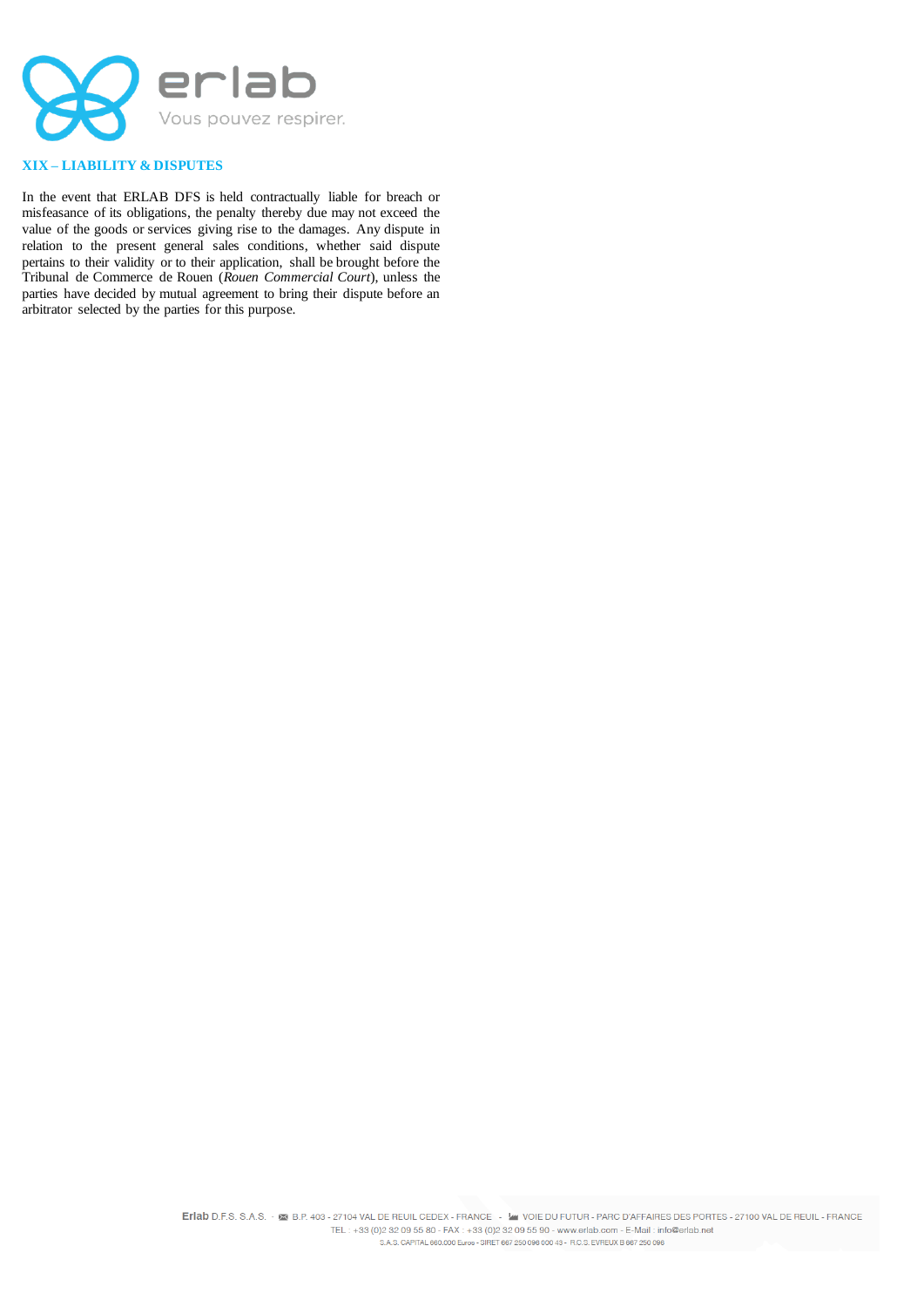## XIX – LIABILITY & DISPUTES

In the event that ERLAB DFS is held contractually liable for breach or misfeasance of its obligations, the penalty thereby due may not exceed the value of the goods or services giving rise to the damages. Any dispute in relation to the present general sales conditions, whether said dispute pertains to their validity or to their application, shall be brought before the Tribunal de Commerce de Rouen (*Rouen Commercial Court*), unless the parties have decided by mutual agreement to bring their dispute before an arbitrator selected by the parties for this purpose.